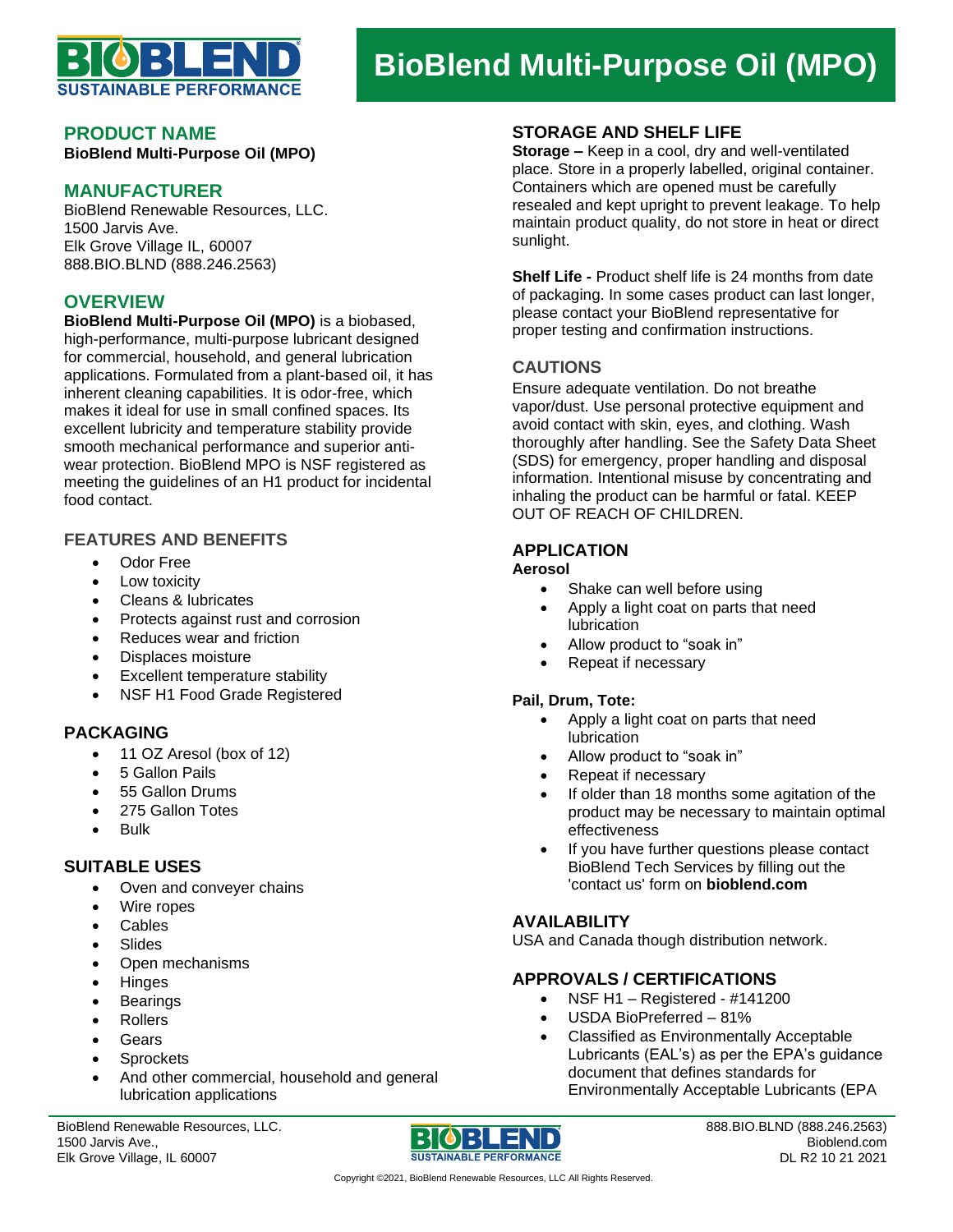# BioBlend Multi-Purpose Oil (MPO)

## PRODUCT NAME

**BioBlend Multi-Purpose Oil (MPO)**

## MANUFACTURER

BioBlend Renewable Resources, LLC.
1500 Jarvis Ave.
Elk Grove Village IL, 60007
888.BIO.BLND (888.246.2563)

## OVERVIEW

**BioBlend Multi-Purpose Oil (MPO)** is a biobased, high-performance, multi-purpose lubricant designed for commercial, household, and general lubrication applications. Formulated from a plant-based oil, it has inherent cleaning capabilities. It is odor-free, which makes it ideal for use in small confined spaces. Its excellent lubricity and temperature stability provide smooth mechanical performance and superior anti-wear protection. BioBlend MPO is NSF registered as meeting the guidelines of an H1 product for incidental food contact.

## FEATURES AND BENEFITS

- Odor Free
- Low toxicity
- Cleans & lubricates
- Protects against rust and corrosion
- Reduces wear and friction
- Displaces moisture
- Excellent temperature stability
- NSF H1 Food Grade Registered

## PACKAGING

- 11 OZ Aresol (box of 12)
- 5 Gallon Pails
- 55 Gallon Drums
- 275 Gallon Totes
- Bulk

## SUITABLE USES

- Oven and conveyer chains
- Wire ropes
- Cables
- Slides
- Open mechanisms
- Hinges
- Bearings
- Rollers
- Gears
- Sprockets
- And other commercial, household and general lubrication applications

## STORAGE AND SHELF LIFE

**Storage –** Keep in a cool, dry and well-ventilated place. Store in a properly labelled, original container. Containers which are opened must be carefully resealed and kept upright to prevent leakage. To help maintain product quality, do not store in heat or direct sunlight.

**Shelf Life -** Product shelf life is 24 months from date of packaging. In some cases product can last longer, please contact your BioBlend representative for proper testing and confirmation instructions.

## CAUTIONS

Ensure adequate ventilation. Do not breathe vapor/dust. Use personal protective equipment and avoid contact with skin, eyes, and clothing. Wash thoroughly after handling. See the Safety Data Sheet (SDS) for emergency, proper handling and disposal information. Intentional misuse by concentrating and inhaling the product can be harmful or fatal. KEEP OUT OF REACH OF CHILDREN.

## APPLICATION

**Aerosol**

- Shake can well before using
- Apply a light coat on parts that need lubrication
- Allow product to "soak in"
- Repeat if necessary

**Pail, Drum, Tote:**

- Apply a light coat on parts that need lubrication
- Allow product to "soak in"
- Repeat if necessary
- If older than 18 months some agitation of the product may be necessary to maintain optimal effectiveness
- If you have further questions please contact BioBlend Tech Services by filling out the 'contact us' form on **bioblend.com**

## AVAILABILITY

USA and Canada though distribution network.

## APPROVALS / CERTIFICATIONS

- NSF H1 – Registered - #141200
- USDA BioPreferred – 81%
- Classified as Environmentally Acceptable Lubricants (EAL's) as per the EPA's guidance document that defines standards for Environmentally Acceptable Lubricants (EPA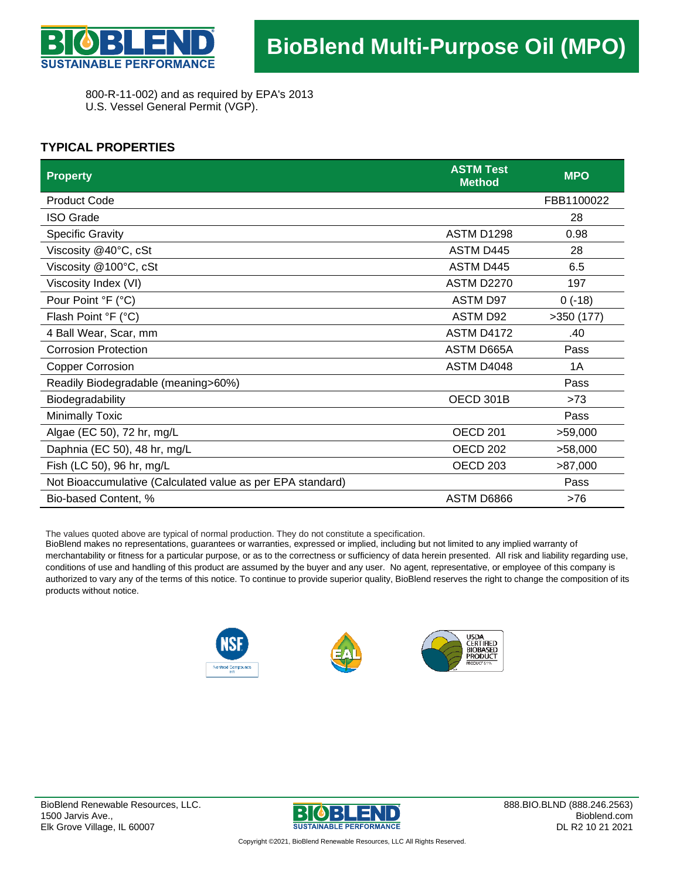800-R-11-002) and as required by EPA's 2013 U.S. Vessel General Permit (VGP).

## TYPICAL PROPERTIES

| Property | ASTM Test Method | MPO |
|---|---|---|
| Product Code | | FBB1100022 |
| ISO Grade | | 28 |
| Specific Gravity | ASTM D1298 | 0.98 |
| Viscosity @40°C, cSt | ASTM D445 | 28 |
| Viscosity @100°C, cSt | ASTM D445 | 6.5 |
| Viscosity Index (VI) | ASTM D2270 | 197 |
| Pour Point °F (°C) | ASTM D97 | 0 (-18) |
| Flash Point °F (°C) | ASTM D92 | >350 (177) |
| 4 Ball Wear, Scar, mm | ASTM D4172 | .40 |
| Corrosion Protection | ASTM D665A | Pass |
| Copper Corrosion | ASTM D4048 | 1A |
| Readily Biodegradable (meaning>60%) | | Pass |
| Biodegradability | OECD 301B | >73 |
| Minimally Toxic | | Pass |
| Algae (EC 50), 72 hr, mg/L | OECD 201 | >59,000 |
| Daphnia (EC 50), 48 hr, mg/L | OECD 202 | >58,000 |
| Fish (LC 50), 96 hr, mg/L | OECD 203 | >87,000 |
| Not Bioaccumulative (Calculated value as per EPA standard) | | Pass |
| Bio-based Content, % | ASTM D6866 | >76 |

The values quoted above are typical of normal production. They do not constitute a specification.
BioBlend makes no representations, guarantees or warranties, expressed or implied, including but not limited to any implied warranty of merchantability or fitness for a particular purpose, or as to the correctness or sufficiency of data herein presented. All risk and liability regarding use, conditions of use and handling of this product are assumed by the buyer and any user. No agent, representative, or employee of this company is authorized to vary any of the terms of this notice. To continue to provide superior quality, BioBlend reserves the right to change the composition of its products without notice.

BioBlend Renewable Resources, LLC.
1500 Jarvis Ave.,
Elk Grove Village, IL 60007

888.BIO.BLND (888.246.2563)
Bioblend.com
DL R2 10 21 2021

Copyright ©2021, BioBlend Renewable Resources, LLC All Rights Reserved.